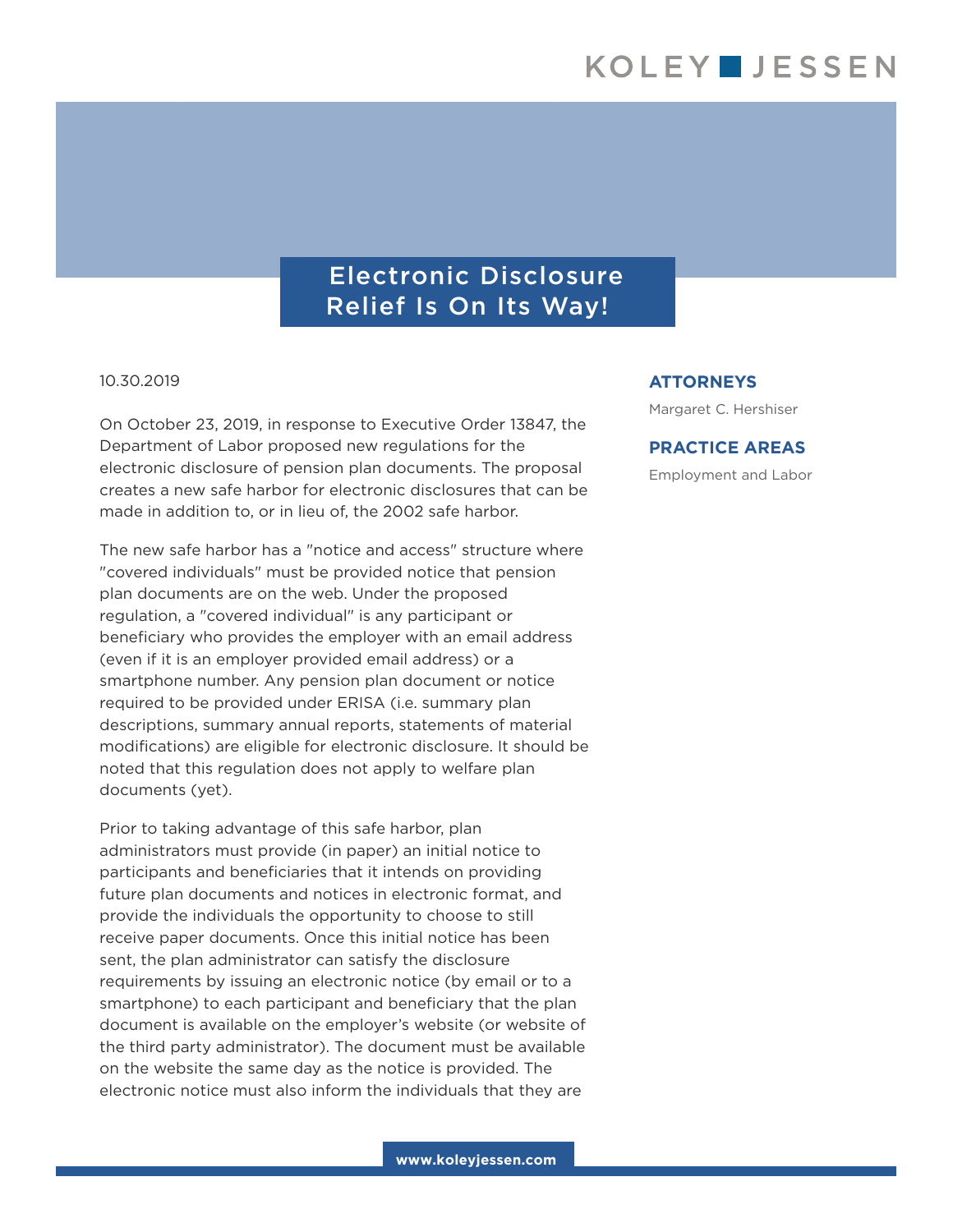# Electronic Disclosure Relief Is On Its Way!

10.30.2019

**ATTORNEYS**

Margaret C. Hershiser

**PRACTICE AREAS**

Employment and Labor

On October 23, 2019, in response to Executive Order 13847, the Department of Labor proposed new regulations for the electronic disclosure of pension plan documents. The proposal creates a new safe harbor for electronic disclosures that can be made in addition to, or in lieu of, the 2002 safe harbor.

The new safe harbor has a "notice and access" structure where "covered individuals" must be provided notice that pension plan documents are on the web. Under the proposed regulation, a "covered individual" is any participant or beneficiary who provides the employer with an email address (even if it is an employer provided email address) or a smartphone number. Any pension plan document or notice required to be provided under ERISA (i.e. summary plan descriptions, summary annual reports, statements of material modifications) are eligible for electronic disclosure. It should be noted that this regulation does not apply to welfare plan documents (yet).

Prior to taking advantage of this safe harbor, plan administrators must provide (in paper) an initial notice to participants and beneficiaries that it intends on providing future plan documents and notices in electronic format, and provide the individuals the opportunity to choose to still receive paper documents. Once this initial notice has been sent, the plan administrator can satisfy the disclosure requirements by issuing an electronic notice (by email or to a smartphone) to each participant and beneficiary that the plan document is available on the employer's website (or website of the third party administrator). The document must be available on the website the same day as the notice is provided. The electronic notice must also inform the individuals that they are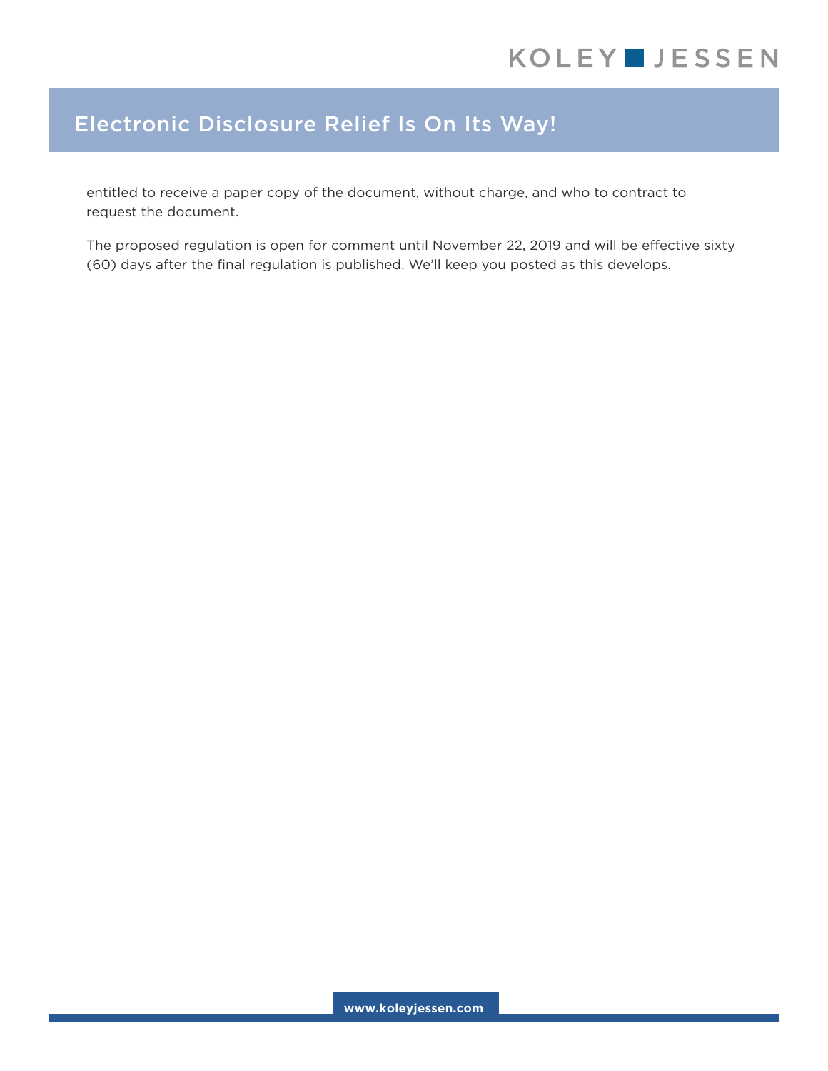entitled to receive a paper copy of the document, without charge, and who to contract to request the document.

The proposed regulation is open for comment until November 22, 2019 and will be effective sixty (60) days after the final regulation is published. We'll keep you posted as this develops.